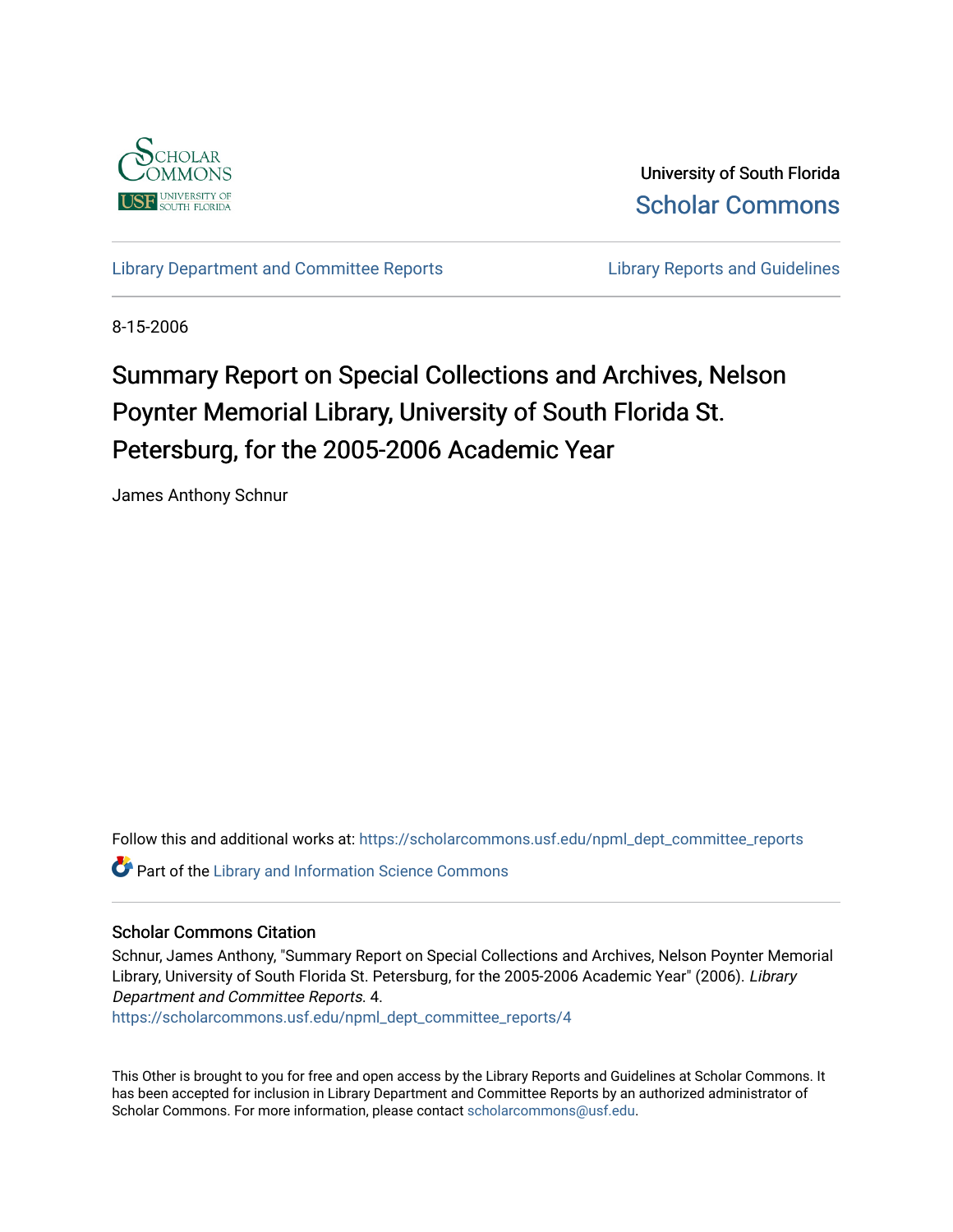University of South Florida

Scholar Commons

Library Department and Committee Reports

Library Reports and Guidelines

8-15-2006

# Summary Report on Special Collections and Archives, Nelson Poynter Memorial Library, University of South Florida St. Petersburg, for the 2005-2006 Academic Year

James Anthony Schnur

Follow this and additional works at: https://scholarcommons.usf.edu/npml_dept_committee_reports

Part of the Library and Information Science Commons

## Scholar Commons Citation

Schnur, James Anthony, "Summary Report on Special Collections and Archives, Nelson Poynter Memorial Library, University of South Florida St. Petersburg, for the 2005-2006 Academic Year" (2006). *Library Department and Committee Reports*. 4.
https://scholarcommons.usf.edu/npml_dept_committee_reports/4

This Other is brought to you for free and open access by the Library Reports and Guidelines at Scholar Commons. It has been accepted for inclusion in Library Department and Committee Reports by an authorized administrator of Scholar Commons. For more information, please contact scholarcommons@usf.edu.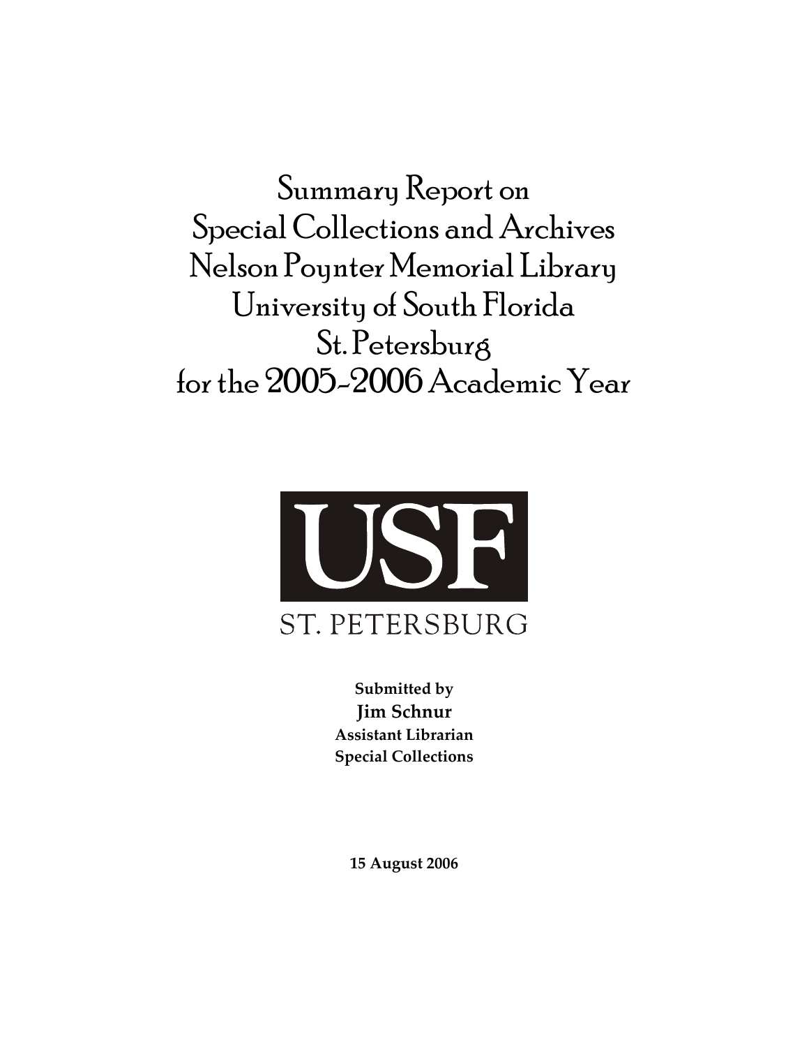# Summary Report on Special Collections and Archives Nelson Poynter Memorial Library University of South Florida St. Petersburg for the 2005-2006 Academic Year

USF

ST. PETERSBURG

**Submitted by**
**Jim Schnur**
**Assistant Librarian**
**Special Collections**

**15 August 2006**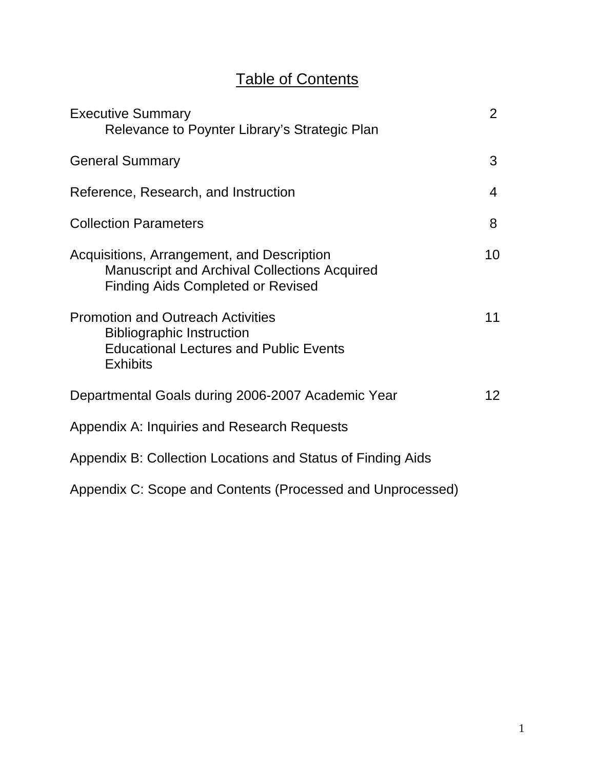# Table of Contents

| | |
|---|---|
| Executive Summary | 2 |
| Relevance to Poynter Library's Strategic Plan | |
| General Summary | 3 |
| Reference, Research, and Instruction | 4 |
| Collection Parameters | 8 |
| Acquisitions, Arrangement, and Description | 10 |
| Manuscript and Archival Collections Acquired | |
| Finding Aids Completed or Revised | |
| Promotion and Outreach Activities | 11 |
| Bibliographic Instruction | |
| Educational Lectures and Public Events | |
| Exhibits | |
| Departmental Goals during 2006-2007 Academic Year | 12 |
| Appendix A: Inquiries and Research Requests | |
| Appendix B: Collection Locations and Status of Finding Aids | |
| Appendix C: Scope and Contents (Processed and Unprocessed) | |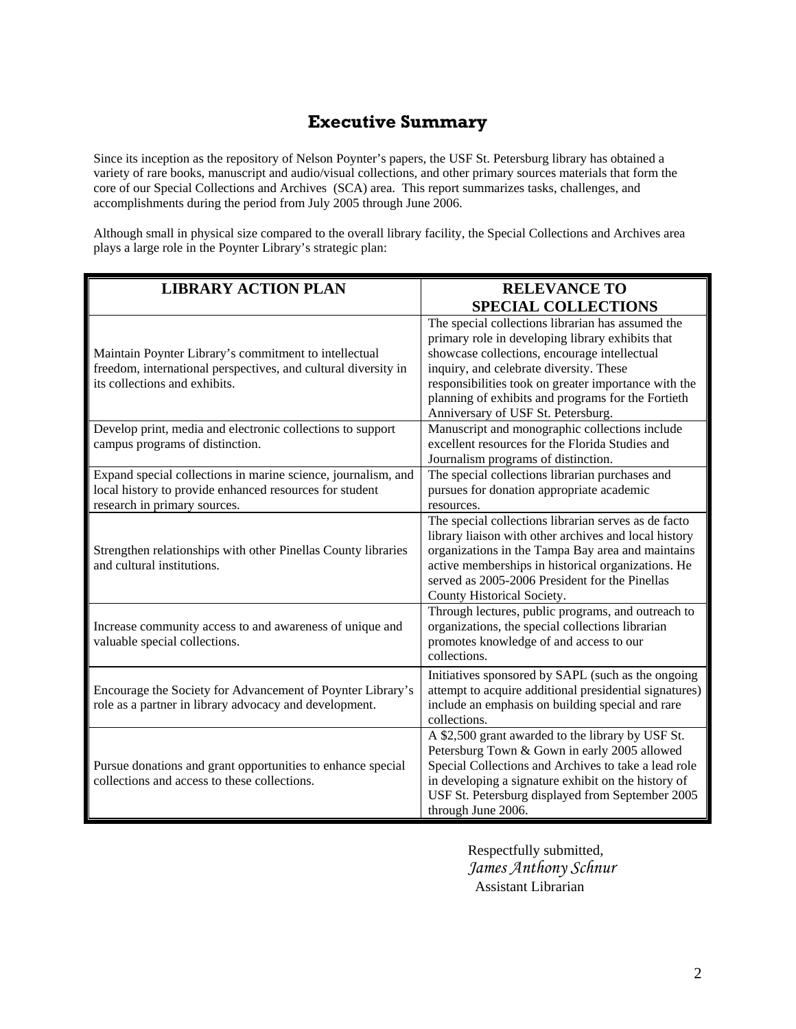# Executive Summary

Since its inception as the repository of Nelson Poynter's papers, the USF St. Petersburg library has obtained a variety of rare books, manuscript and audio/visual collections, and other primary sources materials that form the core of our Special Collections and Archives (SCA) area. This report summarizes tasks, challenges, and accomplishments during the period from July 2005 through June 2006.

Although small in physical size compared to the overall library facility, the Special Collections and Archives area plays a large role in the Poynter Library's strategic plan:

| LIBRARY ACTION PLAN | RELEVANCE TO SPECIAL COLLECTIONS |
|---|---|
| Maintain Poynter Library's commitment to intellectual freedom, international perspectives, and cultural diversity in its collections and exhibits. | The special collections librarian has assumed the primary role in developing library exhibits that showcase collections, encourage intellectual inquiry, and celebrate diversity. These responsibilities took on greater importance with the planning of exhibits and programs for the Fortieth Anniversary of USF St. Petersburg. |
| Develop print, media and electronic collections to support campus programs of distinction. | Manuscript and monographic collections include excellent resources for the Florida Studies and Journalism programs of distinction. |
| Expand special collections in marine science, journalism, and local history to provide enhanced resources for student research in primary sources. | The special collections librarian purchases and pursues for donation appropriate academic resources. |
| Strengthen relationships with other Pinellas County libraries and cultural institutions. | The special collections librarian serves as de facto library liaison with other archives and local history organizations in the Tampa Bay area and maintains active memberships in historical organizations. He served as 2005-2006 President for the Pinellas County Historical Society. |
| Increase community access to and awareness of unique and valuable special collections. | Through lectures, public programs, and outreach to organizations, the special collections librarian promotes knowledge of and access to our collections. |
| Encourage the Society for Advancement of Poynter Library's role as a partner in library advocacy and development. | Initiatives sponsored by SAPL (such as the ongoing attempt to acquire additional presidential signatures) include an emphasis on building special and rare collections. |
| Pursue donations and grant opportunities to enhance special collections and access to these collections. | A $2,500 grant awarded to the library by USF St. Petersburg Town & Gown in early 2005 allowed Special Collections and Archives to take a lead role in developing a signature exhibit on the history of USF St. Petersburg displayed from September 2005 through June 2006. |

Respectfully submitted,
*James Anthony Schnur*
Assistant Librarian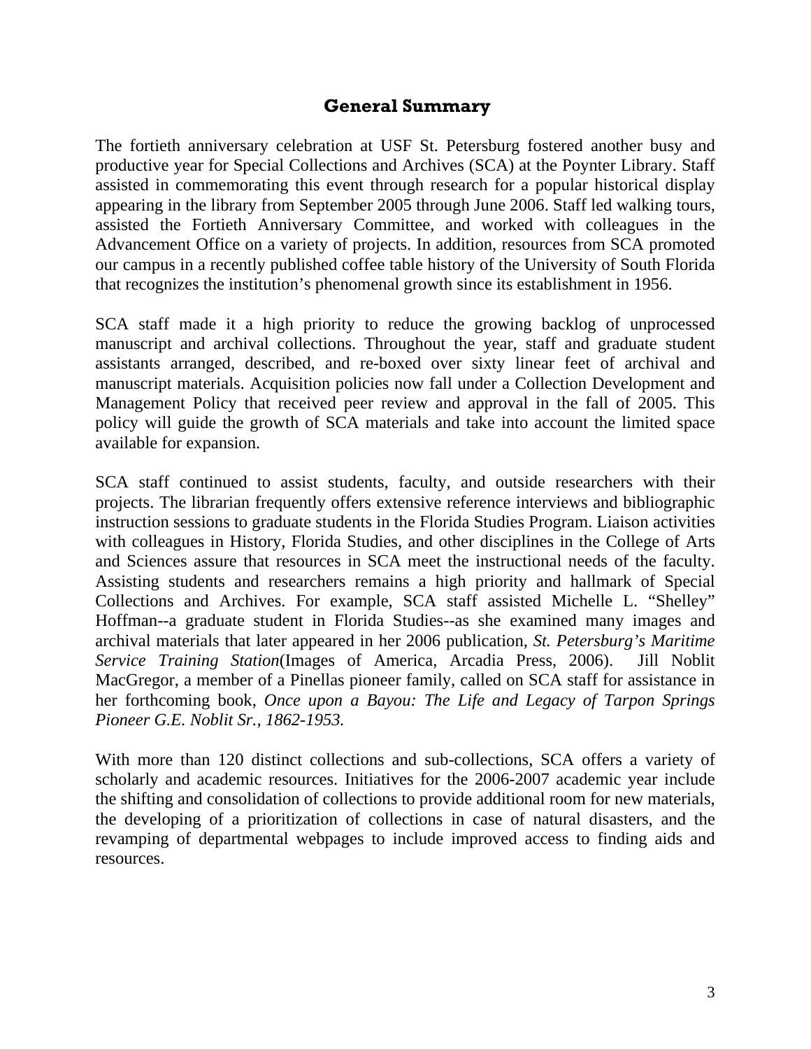## General Summary

The fortieth anniversary celebration at USF St. Petersburg fostered another busy and productive year for Special Collections and Archives (SCA) at the Poynter Library. Staff assisted in commemorating this event through research for a popular historical display appearing in the library from September 2005 through June 2006. Staff led walking tours, assisted the Fortieth Anniversary Committee, and worked with colleagues in the Advancement Office on a variety of projects. In addition, resources from SCA promoted our campus in a recently published coffee table history of the University of South Florida that recognizes the institution's phenomenal growth since its establishment in 1956.

SCA staff made it a high priority to reduce the growing backlog of unprocessed manuscript and archival collections. Throughout the year, staff and graduate student assistants arranged, described, and re-boxed over sixty linear feet of archival and manuscript materials. Acquisition policies now fall under a Collection Development and Management Policy that received peer review and approval in the fall of 2005. This policy will guide the growth of SCA materials and take into account the limited space available for expansion.

SCA staff continued to assist students, faculty, and outside researchers with their projects. The librarian frequently offers extensive reference interviews and bibliographic instruction sessions to graduate students in the Florida Studies Program. Liaison activities with colleagues in History, Florida Studies, and other disciplines in the College of Arts and Sciences assure that resources in SCA meet the instructional needs of the faculty. Assisting students and researchers remains a high priority and hallmark of Special Collections and Archives. For example, SCA staff assisted Michelle L. "Shelley" Hoffman--a graduate student in Florida Studies--as she examined many images and archival materials that later appeared in her 2006 publication, *St. Petersburg's Maritime Service Training Station*(Images of America, Arcadia Press, 2006). Jill Noblit MacGregor, a member of a Pinellas pioneer family, called on SCA staff for assistance in her forthcoming book, *Once upon a Bayou: The Life and Legacy of Tarpon Springs Pioneer G.E. Noblit Sr., 1862-1953.*

With more than 120 distinct collections and sub-collections, SCA offers a variety of scholarly and academic resources. Initiatives for the 2006-2007 academic year include the shifting and consolidation of collections to provide additional room for new materials, the developing of a prioritization of collections in case of natural disasters, and the revamping of departmental webpages to include improved access to finding aids and resources.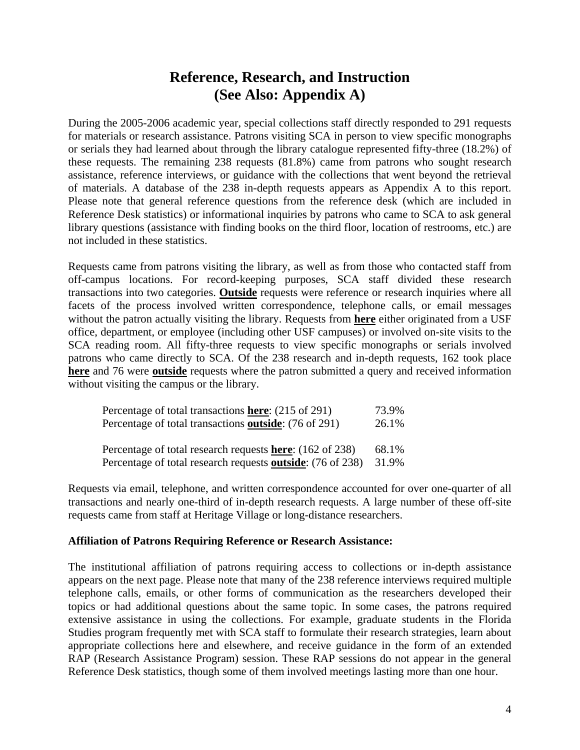# Reference, Research, and Instruction
# (See Also: Appendix A)

During the 2005-2006 academic year, special collections staff directly responded to 291 requests for materials or research assistance. Patrons visiting SCA in person to view specific monographs or serials they had learned about through the library catalogue represented fifty-three (18.2%) of these requests. The remaining 238 requests (81.8%) came from patrons who sought research assistance, reference interviews, or guidance with the collections that went beyond the retrieval of materials. A database of the 238 in-depth requests appears as Appendix A to this report. Please note that general reference questions from the reference desk (which are included in Reference Desk statistics) or informational inquiries by patrons who came to SCA to ask general library questions (assistance with finding books on the third floor, location of restrooms, etc.) are not included in these statistics.

Requests came from patrons visiting the library, as well as from those who contacted staff from off-campus locations. For record-keeping purposes, SCA staff divided these research transactions into two categories. **<u>Outside</u>** requests were reference or research inquiries where all facets of the process involved written correspondence, telephone calls, or email messages without the patron actually visiting the library. Requests from **<u>here</u>** either originated from a USF office, department, or employee (including other USF campuses) or involved on-site visits to the SCA reading room. All fifty-three requests to view specific monographs or serials involved patrons who came directly to SCA. Of the 238 research and in-depth requests, 162 took place **<u>here</u>** and 76 were **<u>outside</u>** requests where the patron submitted a query and received information without visiting the campus or the library.

| | |
|---|---|
| Percentage of total transactions **<u>here</u>**: (215 of 291) | 73.9% |
| Percentage of total transactions **<u>outside</u>**: (76 of 291) | 26.1% |
| Percentage of total research requests **<u>here</u>**: (162 of 238) | 68.1% |
| Percentage of total research requests **<u>outside</u>**: (76 of 238) | 31.9% |

Requests via email, telephone, and written correspondence accounted for over one-quarter of all transactions and nearly one-third of in-depth research requests. A large number of these off-site requests came from staff at Heritage Village or long-distance researchers.

**Affiliation of Patrons Requiring Reference or Research Assistance:**

The institutional affiliation of patrons requiring access to collections or in-depth assistance appears on the next page. Please note that many of the 238 reference interviews required multiple telephone calls, emails, or other forms of communication as the researchers developed their topics or had additional questions about the same topic. In some cases, the patrons required extensive assistance in using the collections. For example, graduate students in the Florida Studies program frequently met with SCA staff to formulate their research strategies, learn about appropriate collections here and elsewhere, and receive guidance in the form of an extended RAP (Research Assistance Program) session. These RAP sessions do not appear in the general Reference Desk statistics, though some of them involved meetings lasting more than one hour.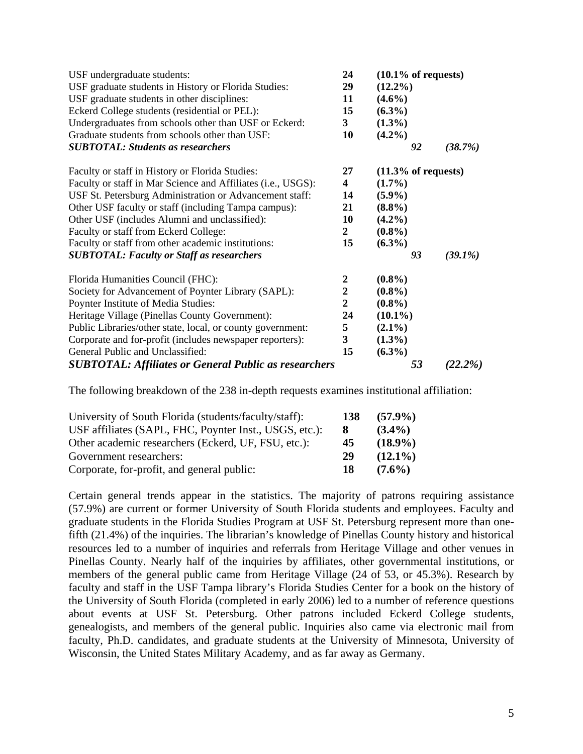| Category | Count | Percent | Subtotal | Subtotal % |
|---|---|---|---|---|
| USF undergraduate students: | **24** | **(10.1% of requests)** | | |
| USF graduate students in History or Florida Studies: | **29** | **(12.2%)** | | |
| USF graduate students in other disciplines: | **11** | **(4.6%)** | | |
| Eckerd College students (residential or PEL): | **15** | **(6.3%)** | | |
| Undergraduates from schools other than USF or Eckerd: | **3** | **(1.3%)** | | |
| Graduate students from schools other than USF: | **10** | **(4.2%)** | | |
| ***SUBTOTAL: Students as researchers*** | | | ***92*** | ***(38.7%)*** |
| Faculty or staff in History or Florida Studies: | **27** | **(11.3% of requests)** | | |
| Faculty or staff in Mar Science and Affiliates (i.e., USGS): | **4** | **(1.7%)** | | |
| USF St. Petersburg Administration or Advancement staff: | **14** | **(5.9%)** | | |
| Other USF faculty or staff (including Tampa campus): | **21** | **(8.8%)** | | |
| Other USF (includes Alumni and unclassified): | **10** | **(4.2%)** | | |
| Faculty or staff from Eckerd College: | **2** | **(0.8%)** | | |
| Faculty or staff from other academic institutions: | **15** | **(6.3%)** | | |
| ***SUBTOTAL: Faculty or Staff as researchers*** | | | ***93*** | ***(39.1%)*** |
| Florida Humanities Council (FHC): | **2** | **(0.8%)** | | |
| Society for Advancement of Poynter Library (SAPL): | **2** | **(0.8%)** | | |
| Poynter Institute of Media Studies: | **2** | **(0.8%)** | | |
| Heritage Village (Pinellas County Government): | **24** | **(10.1%)** | | |
| Public Libraries/other state, local, or county government: | **5** | **(2.1%)** | | |
| Corporate and for-profit (includes newspaper reporters): | **3** | **(1.3%)** | | |
| General Public and Unclassified: | **15** | **(6.3%)** | | |
| ***SUBTOTAL: Affiliates or General Public as researchers*** | | | ***53*** | ***(22.2%)*** |

The following breakdown of the 238 in-depth requests examines institutional affiliation:

| Affiliation | Count | Percent |
|---|---|---|
| University of South Florida (students/faculty/staff): | **138** | **(57.9%)** |
| USF affiliates (SAPL, FHC, Poynter Inst., USGS, etc.): | **8** | **(3.4%)** |
| Other academic researchers (Eckerd, UF, FSU, etc.): | **45** | **(18.9%)** |
| Government researchers: | **29** | **(12.1%)** |
| Corporate, for-profit, and general public: | **18** | **(7.6%)** |

Certain general trends appear in the statistics. The majority of patrons requiring assistance (57.9%) are current or former University of South Florida students and employees. Faculty and graduate students in the Florida Studies Program at USF St. Petersburg represent more than one-fifth (21.4%) of the inquiries. The librarian's knowledge of Pinellas County history and historical resources led to a number of inquiries and referrals from Heritage Village and other venues in Pinellas County. Nearly half of the inquiries by affiliates, other governmental institutions, or members of the general public came from Heritage Village (24 of 53, or 45.3%). Research by faculty and staff in the USF Tampa library's Florida Studies Center for a book on the history of the University of South Florida (completed in early 2006) led to a number of reference questions about events at USF St. Petersburg. Other patrons included Eckerd College students, genealogists, and members of the general public. Inquiries also came via electronic mail from faculty, Ph.D. candidates, and graduate students at the University of Minnesota, University of Wisconsin, the United States Military Academy, and as far away as Germany.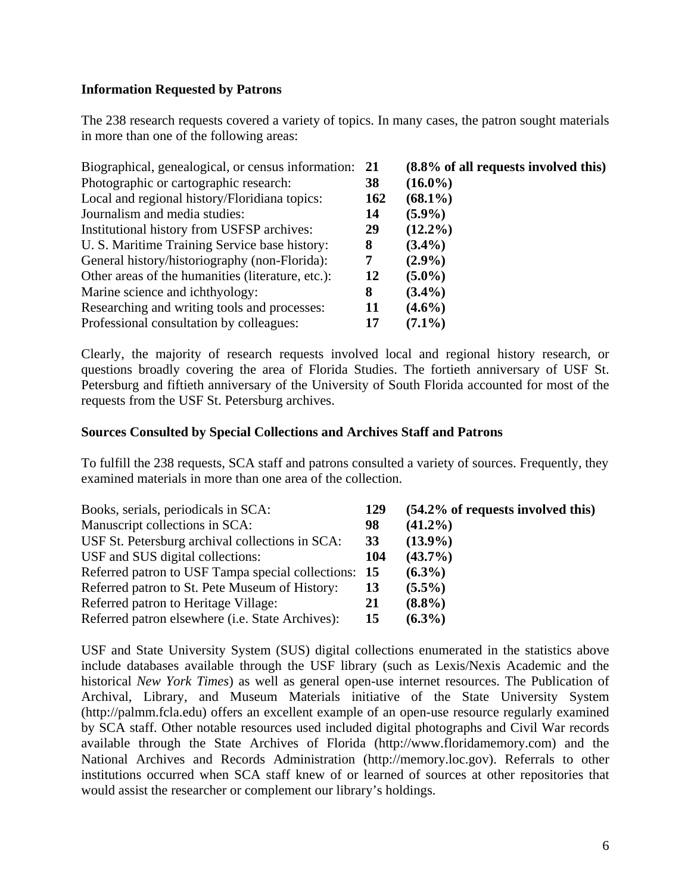**Information Requested by Patrons**

The 238 research requests covered a variety of topics. In many cases, the patron sought materials in more than one of the following areas:

| | | |
|---|---|---|
| Biographical, genealogical, or census information: | **21** | **(8.8% of all requests involved this)** |
| Photographic or cartographic research: | **38** | **(16.0%)** |
| Local and regional history/Floridiana topics: | **162** | **(68.1%)** |
| Journalism and media studies: | **14** | **(5.9%)** |
| Institutional history from USFSP archives: | **29** | **(12.2%)** |
| U. S. Maritime Training Service base history: | **8** | **(3.4%)** |
| General history/historiography (non-Florida): | **7** | **(2.9%)** |
| Other areas of the humanities (literature, etc.): | **12** | **(5.0%)** |
| Marine science and ichthyology: | **8** | **(3.4%)** |
| Researching and writing tools and processes: | **11** | **(4.6%)** |
| Professional consultation by colleagues: | **17** | **(7.1%)** |

Clearly, the majority of research requests involved local and regional history research, or questions broadly covering the area of Florida Studies. The fortieth anniversary of USF St. Petersburg and fiftieth anniversary of the University of South Florida accounted for most of the requests from the USF St. Petersburg archives.

**Sources Consulted by Special Collections and Archives Staff and Patrons**

To fulfill the 238 requests, SCA staff and patrons consulted a variety of sources. Frequently, they examined materials in more than one area of the collection.

| | | |
|---|---|---|
| Books, serials, periodicals in SCA: | **129** | **(54.2% of requests involved this)** |
| Manuscript collections in SCA: | **98** | **(41.2%)** |
| USF St. Petersburg archival collections in SCA: | **33** | **(13.9%)** |
| USF and SUS digital collections: | **104** | **(43.7%)** |
| Referred patron to USF Tampa special collections: | **15** | **(6.3%)** |
| Referred patron to St. Pete Museum of History: | **13** | **(5.5%)** |
| Referred patron to Heritage Village: | **21** | **(8.8%)** |
| Referred patron elsewhere (i.e. State Archives): | **15** | **(6.3%)** |

USF and State University System (SUS) digital collections enumerated in the statistics above include databases available through the USF library (such as Lexis/Nexis Academic and the historical *New York Times*) as well as general open-use internet resources. The Publication of Archival, Library, and Museum Materials initiative of the State University System (http://palmm.fcla.edu) offers an excellent example of an open-use resource regularly examined by SCA staff. Other notable resources used included digital photographs and Civil War records available through the State Archives of Florida (http://www.floridamemory.com) and the National Archives and Records Administration (http://memory.loc.gov). Referrals to other institutions occurred when SCA staff knew of or learned of sources at other repositories that would assist the researcher or complement our library's holdings.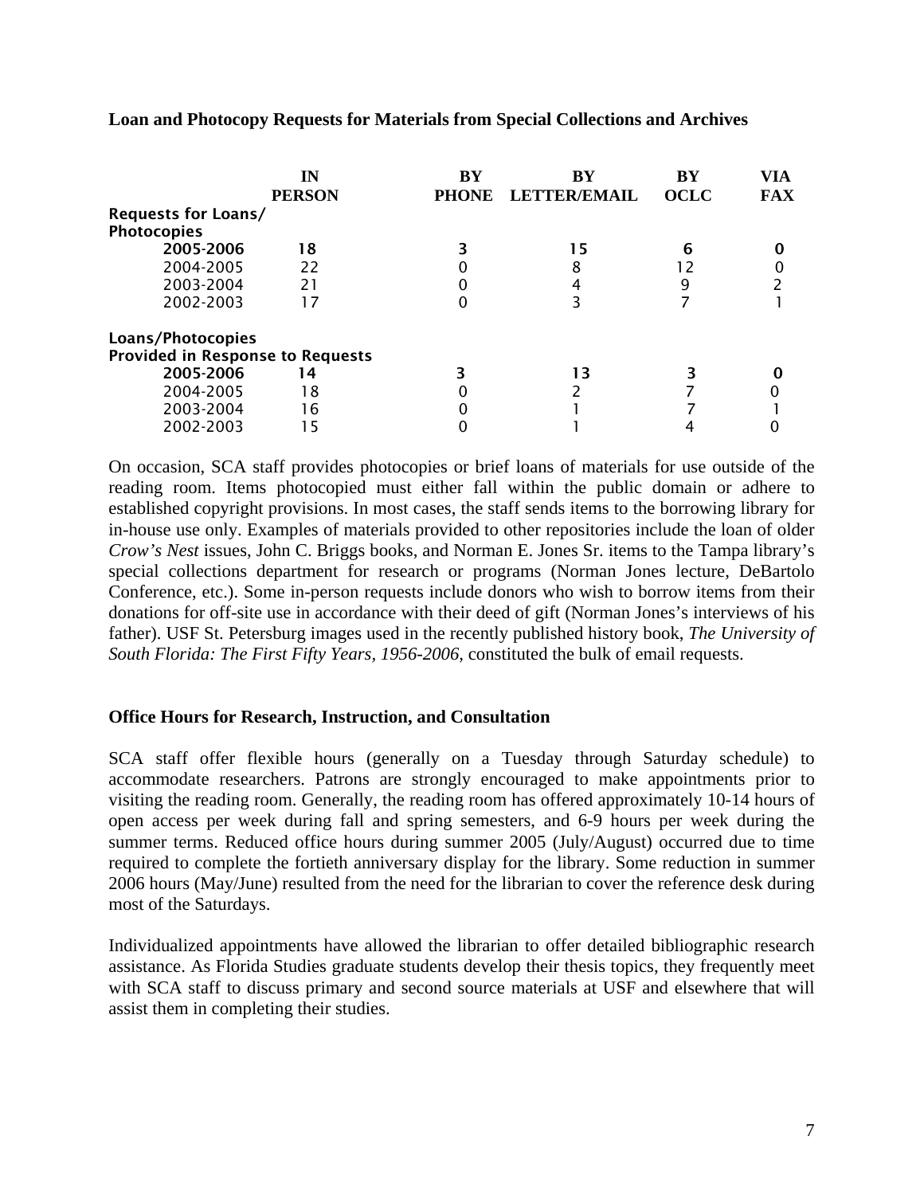**Loan and Photocopy Requests for Materials from Special Collections and Archives**

| | IN PERSON | BY PHONE | BY LETTER/EMAIL | BY OCLC | VIA FAX |
|---|---|---|---|---|---|
| **Requests for Loans/ Photocopies** | | | | | |
| **2005-2006** | **18** | **3** | **15** | **6** | **0** |
| 2004-2005 | 22 | 0 | 8 | 12 | 0 |
| 2003-2004 | 21 | 0 | 4 | 9 | 2 |
| 2002-2003 | 17 | 0 | 3 | 7 | 1 |
| **Loans/Photocopies Provided in Response to Requests** | | | | | |
| **2005-2006** | **14** | **3** | **13** | **3** | **0** |
| 2004-2005 | 18 | 0 | 2 | 7 | 0 |
| 2003-2004 | 16 | 0 | 1 | 7 | 1 |
| 2002-2003 | 15 | 0 | 1 | 4 | 0 |

On occasion, SCA staff provides photocopies or brief loans of materials for use outside of the reading room. Items photocopied must either fall within the public domain or adhere to established copyright provisions. In most cases, the staff sends items to the borrowing library for in-house use only. Examples of materials provided to other repositories include the loan of older *Crow's Nest* issues, John C. Briggs books, and Norman E. Jones Sr. items to the Tampa library's special collections department for research or programs (Norman Jones lecture, DeBartolo Conference, etc.). Some in-person requests include donors who wish to borrow items from their donations for off-site use in accordance with their deed of gift (Norman Jones's interviews of his father). USF St. Petersburg images used in the recently published history book, *The University of South Florida: The First Fifty Years, 1956-2006*, constituted the bulk of email requests.

**Office Hours for Research, Instruction, and Consultation**

SCA staff offer flexible hours (generally on a Tuesday through Saturday schedule) to accommodate researchers. Patrons are strongly encouraged to make appointments prior to visiting the reading room. Generally, the reading room has offered approximately 10-14 hours of open access per week during fall and spring semesters, and 6-9 hours per week during the summer terms. Reduced office hours during summer 2005 (July/August) occurred due to time required to complete the fortieth anniversary display for the library. Some reduction in summer 2006 hours (May/June) resulted from the need for the librarian to cover the reference desk during most of the Saturdays.

Individualized appointments have allowed the librarian to offer detailed bibliographic research assistance. As Florida Studies graduate students develop their thesis topics, they frequently meet with SCA staff to discuss primary and second source materials at USF and elsewhere that will assist them in completing their studies.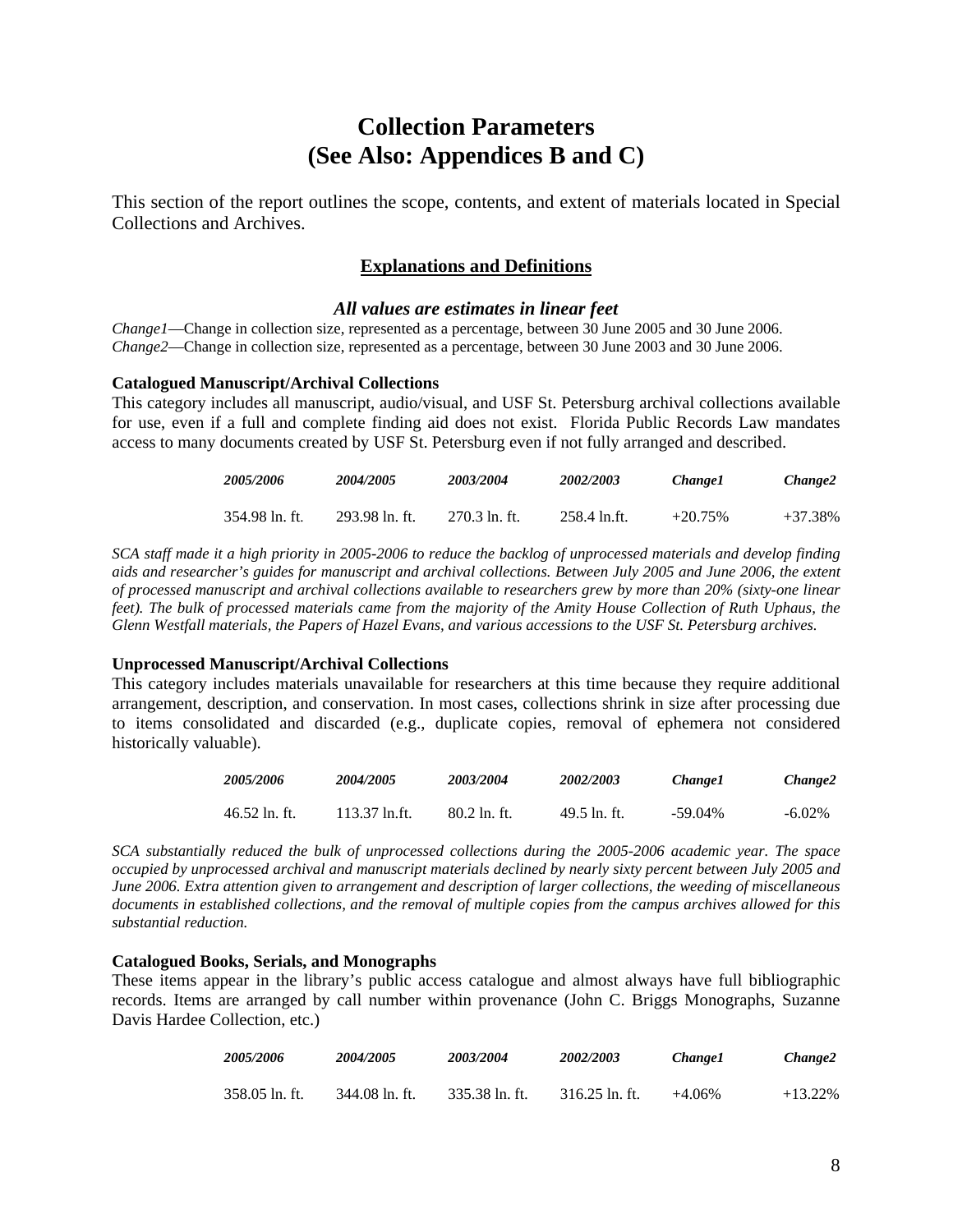# Collection Parameters
# (See Also: Appendices B and C)

This section of the report outlines the scope, contents, and extent of materials located in Special Collections and Archives.

## Explanations and Definitions

### *All values are estimates in linear feet*

*Change1*—Change in collection size, represented as a percentage, between 30 June 2005 and 30 June 2006.
*Change2*—Change in collection size, represented as a percentage, between 30 June 2003 and 30 June 2006.

**Catalogued Manuscript/Archival Collections**

This category includes all manuscript, audio/visual, and USF St. Petersburg archival collections available for use, even if a full and complete finding aid does not exist. Florida Public Records Law mandates access to many documents created by USF St. Petersburg even if not fully arranged and described.

| *2005/2006* | *2004/2005* | *2003/2004* | *2002/2003* | *Change1* | *Change2* |
|---|---|---|---|---|---|
| 354.98 ln. ft. | 293.98 ln. ft. | 270.3 ln. ft. | 258.4 ln.ft. | +20.75% | +37.38% |

*SCA staff made it a high priority in 2005-2006 to reduce the backlog of unprocessed materials and develop finding aids and researcher's guides for manuscript and archival collections. Between July 2005 and June 2006, the extent of processed manuscript and archival collections available to researchers grew by more than 20% (sixty-one linear feet). The bulk of processed materials came from the majority of the Amity House Collection of Ruth Uphaus, the Glenn Westfall materials, the Papers of Hazel Evans, and various accessions to the USF St. Petersburg archives.*

**Unprocessed Manuscript/Archival Collections**

This category includes materials unavailable for researchers at this time because they require additional arrangement, description, and conservation. In most cases, collections shrink in size after processing due to items consolidated and discarded (e.g., duplicate copies, removal of ephemera not considered historically valuable).

| *2005/2006* | *2004/2005* | *2003/2004* | *2002/2003* | *Change1* | *Change2* |
|---|---|---|---|---|---|
| 46.52 ln. ft. | 113.37 ln.ft. | 80.2 ln. ft. | 49.5 ln. ft. | -59.04% | -6.02% |

*SCA substantially reduced the bulk of unprocessed collections during the 2005-2006 academic year. The space occupied by unprocessed archival and manuscript materials declined by nearly sixty percent between July 2005 and June 2006. Extra attention given to arrangement and description of larger collections, the weeding of miscellaneous documents in established collections, and the removal of multiple copies from the campus archives allowed for this substantial reduction.*

**Catalogued Books, Serials, and Monographs**

These items appear in the library's public access catalogue and almost always have full bibliographic records. Items are arranged by call number within provenance (John C. Briggs Monographs, Suzanne Davis Hardee Collection, etc.)

| *2005/2006* | *2004/2005* | *2003/2004* | *2002/2003* | *Change1* | *Change2* |
|---|---|---|---|---|---|
| 358.05 ln. ft. | 344.08 ln. ft. | 335.38 ln. ft. | 316.25 ln. ft. | +4.06% | +13.22% |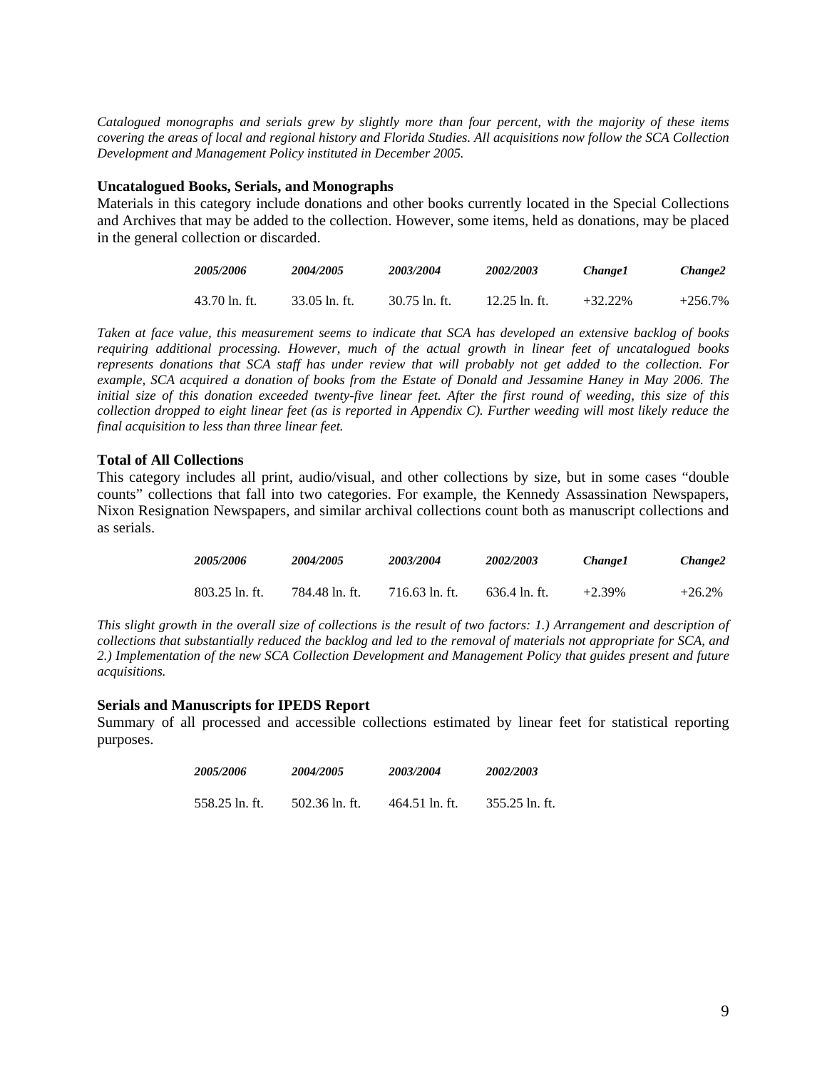*Catalogued monographs and serials grew by slightly more than four percent, with the majority of these items covering the areas of local and regional history and Florida Studies. All acquisitions now follow the SCA Collection Development and Management Policy instituted in December 2005.*

### Uncatalogued Books, Serials, and Monographs

Materials in this category include donations and other books currently located in the Special Collections and Archives that may be added to the collection. However, some items, held as donations, may be placed in the general collection or discarded.

| *2005/2006* | *2004/2005* | *2003/2004* | *2002/2003* | *Change1* | *Change2* |
|---|---|---|---|---|---|
| 43.70 ln. ft. | 33.05 ln. ft. | 30.75 ln. ft. | 12.25 ln. ft. | +32.22% | +256.7% |

*Taken at face value, this measurement seems to indicate that SCA has developed an extensive backlog of books requiring additional processing. However, much of the actual growth in linear feet of uncatalogued books represents donations that SCA staff has under review that will probably not get added to the collection. For example, SCA acquired a donation of books from the Estate of Donald and Jessamine Haney in May 2006. The initial size of this donation exceeded twenty-five linear feet. After the first round of weeding, this size of this collection dropped to eight linear feet (as is reported in Appendix C). Further weeding will most likely reduce the final acquisition to less than three linear feet.*

### Total of All Collections

This category includes all print, audio/visual, and other collections by size, but in some cases "double counts" collections that fall into two categories. For example, the Kennedy Assassination Newspapers, Nixon Resignation Newspapers, and similar archival collections count both as manuscript collections and as serials.

| *2005/2006* | *2004/2005* | *2003/2004* | *2002/2003* | *Change1* | *Change2* |
|---|---|---|---|---|---|
| 803.25 ln. ft. | 784.48 ln. ft. | 716.63 ln. ft. | 636.4 ln. ft. | +2.39% | +26.2% |

*This slight growth in the overall size of collections is the result of two factors: 1.) Arrangement and description of collections that substantially reduced the backlog and led to the removal of materials not appropriate for SCA, and 2.) Implementation of the new SCA Collection Development and Management Policy that guides present and future acquisitions.*

### Serials and Manuscripts for IPEDS Report

Summary of all processed and accessible collections estimated by linear feet for statistical reporting purposes.

| *2005/2006* | *2004/2005* | *2003/2004* | *2002/2003* |
|---|---|---|---|
| 558.25 ln. ft. | 502.36 ln. ft. | 464.51 ln. ft. | 355.25 ln. ft. |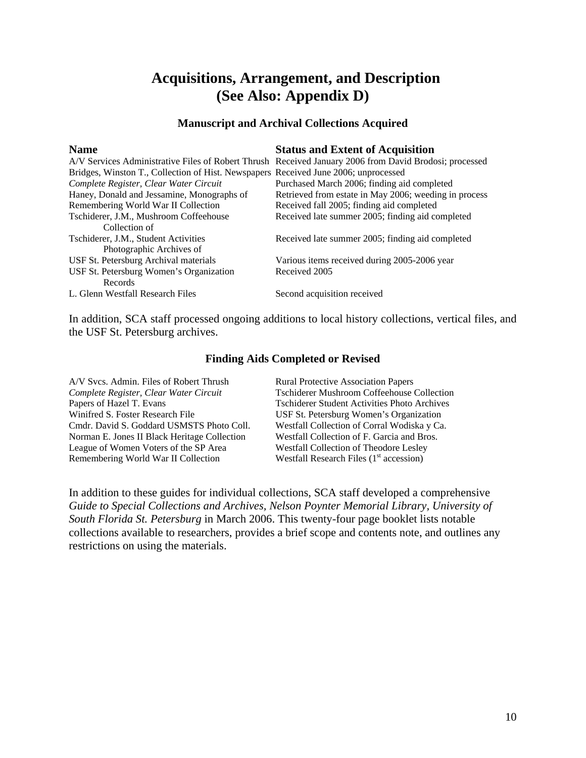# Acquisitions, Arrangement, and Description (See Also: Appendix D)

### Manuscript and Archival Collections Acquired

| Name | Status and Extent of Acquisition |
|---|---|
| A/V Services Administrative Files of Robert Thrush | Received January 2006 from David Brodosi; processed |
| Bridges, Winston T., Collection of Hist. Newspapers | Received June 2006; unprocessed |
| *Complete Register, Clear Water Circuit* | Purchased March 2006; finding aid completed |
| Haney, Donald and Jessamine, Monographs of | Retrieved from estate in May 2006; weeding in process |
| Remembering World War II Collection | Received fall 2005; finding aid completed |
| Tschiderer, J.M., Mushroom Coffeehouse Collection of | Received late summer 2005; finding aid completed |
| Tschiderer, J.M., Student Activities Photographic Archives of | Received late summer 2005; finding aid completed |
| USF St. Petersburg Archival materials | Various items received during 2005-2006 year |
| USF St. Petersburg Women's Organization Records | Received 2005 |
| L. Glenn Westfall Research Files | Second acquisition received |

In addition, SCA staff processed ongoing additions to local history collections, vertical files, and the USF St. Petersburg archives.

### Finding Aids Completed or Revised

- A/V Svcs. Admin. Files of Robert Thrush
- *Complete Register, Clear Water Circuit*
- Papers of Hazel T. Evans
- Winifred S. Foster Research File
- Cmdr. David S. Goddard USMSTS Photo Coll.
- Norman E. Jones II Black Heritage Collection
- League of Women Voters of the SP Area
- Remembering World War II Collection
- Rural Protective Association Papers
- Tschiderer Mushroom Coffeehouse Collection
- Tschiderer Student Activities Photo Archives
- USF St. Petersburg Women's Organization
- Westfall Collection of Corral Wodiska y Ca.
- Westfall Collection of F. Garcia and Bros.
- Westfall Collection of Theodore Lesley
- Westfall Research Files (1st accession)

In addition to these guides for individual collections, SCA staff developed a comprehensive *Guide to Special Collections and Archives, Nelson Poynter Memorial Library, University of South Florida St. Petersburg* in March 2006. This twenty-four page booklet lists notable collections available to researchers, provides a brief scope and contents note, and outlines any restrictions on using the materials.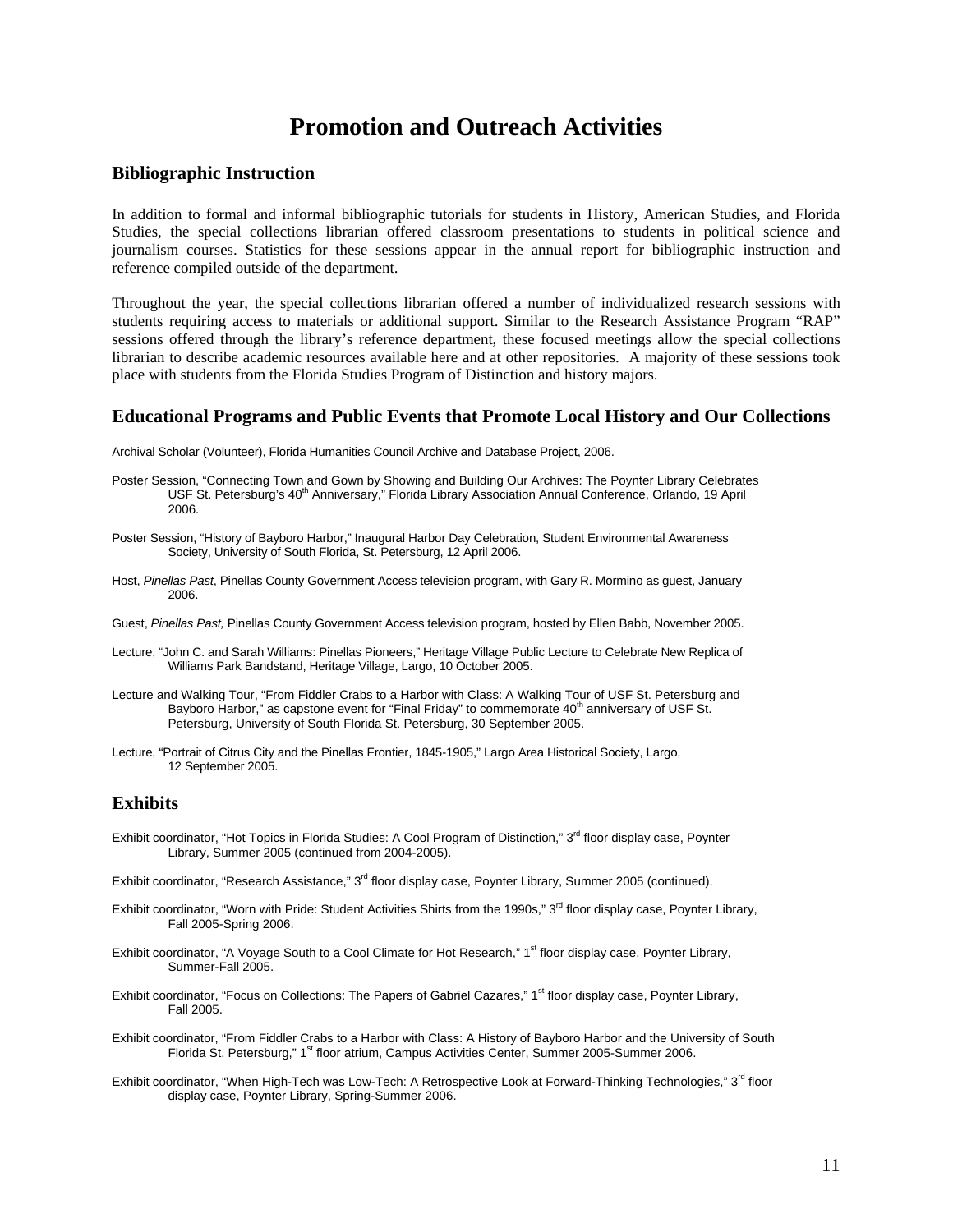# Promotion and Outreach Activities

## Bibliographic Instruction

In addition to formal and informal bibliographic tutorials for students in History, American Studies, and Florida Studies, the special collections librarian offered classroom presentations to students in political science and journalism courses. Statistics for these sessions appear in the annual report for bibliographic instruction and reference compiled outside of the department.

Throughout the year, the special collections librarian offered a number of individualized research sessions with students requiring access to materials or additional support. Similar to the Research Assistance Program "RAP" sessions offered through the library's reference department, these focused meetings allow the special collections librarian to describe academic resources available here and at other repositories. A majority of these sessions took place with students from the Florida Studies Program of Distinction and history majors.

## Educational Programs and Public Events that Promote Local History and Our Collections

Archival Scholar (Volunteer), Florida Humanities Council Archive and Database Project, 2006.

Poster Session, "Connecting Town and Gown by Showing and Building Our Archives: The Poynter Library Celebrates USF St. Petersburg's 40th Anniversary," Florida Library Association Annual Conference, Orlando, 19 April 2006.

Poster Session, "History of Bayboro Harbor," Inaugural Harbor Day Celebration, Student Environmental Awareness Society, University of South Florida, St. Petersburg, 12 April 2006.

Host, *Pinellas Past*, Pinellas County Government Access television program, with Gary R. Mormino as guest, January 2006.

Guest, *Pinellas Past,* Pinellas County Government Access television program, hosted by Ellen Babb, November 2005.

Lecture, "John C. and Sarah Williams: Pinellas Pioneers," Heritage Village Public Lecture to Celebrate New Replica of Williams Park Bandstand, Heritage Village, Largo, 10 October 2005.

Lecture and Walking Tour, "From Fiddler Crabs to a Harbor with Class: A Walking Tour of USF St. Petersburg and Bayboro Harbor," as capstone event for "Final Friday" to commemorate 40th anniversary of USF St. Petersburg, University of South Florida St. Petersburg, 30 September 2005.

Lecture, "Portrait of Citrus City and the Pinellas Frontier, 1845-1905," Largo Area Historical Society, Largo, 12 September 2005.

## Exhibits

Exhibit coordinator, "Hot Topics in Florida Studies: A Cool Program of Distinction," 3rd floor display case, Poynter Library, Summer 2005 (continued from 2004-2005).

Exhibit coordinator, "Research Assistance," 3rd floor display case, Poynter Library, Summer 2005 (continued).

Exhibit coordinator, "Worn with Pride: Student Activities Shirts from the 1990s," 3rd floor display case, Poynter Library, Fall 2005-Spring 2006.

Exhibit coordinator, "A Voyage South to a Cool Climate for Hot Research," 1st floor display case, Poynter Library, Summer-Fall 2005.

Exhibit coordinator, "Focus on Collections: The Papers of Gabriel Cazares," 1st floor display case, Poynter Library, Fall 2005.

Exhibit coordinator, "From Fiddler Crabs to a Harbor with Class: A History of Bayboro Harbor and the University of South Florida St. Petersburg," 1st floor atrium, Campus Activities Center, Summer 2005-Summer 2006.

Exhibit coordinator, "When High-Tech was Low-Tech: A Retrospective Look at Forward-Thinking Technologies," 3rd floor display case, Poynter Library, Spring-Summer 2006.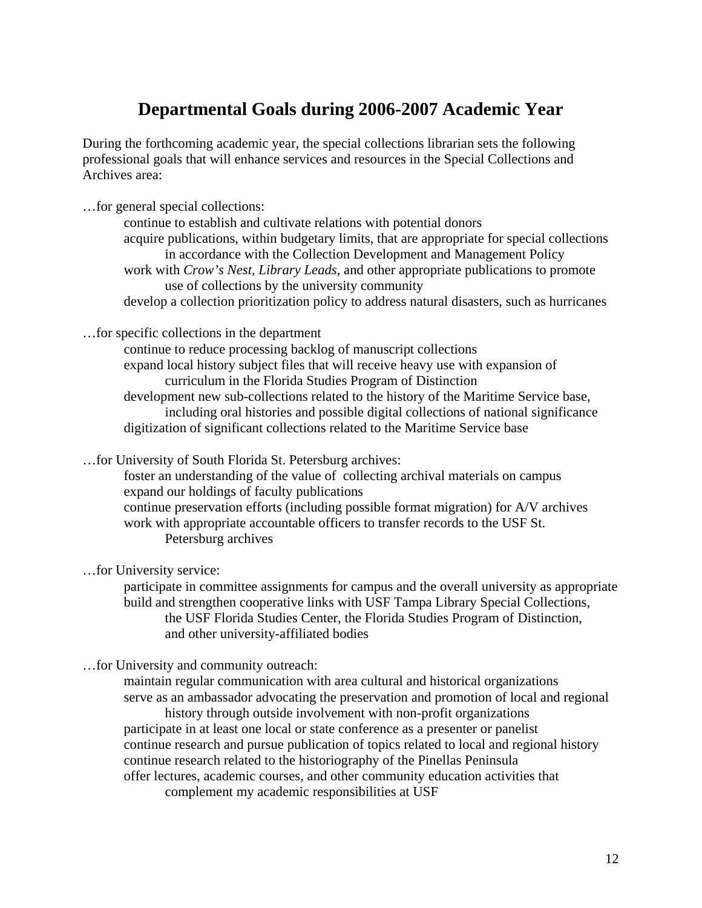## Departmental Goals during 2006-2007 Academic Year

During the forthcoming academic year, the special collections librarian sets the following professional goals that will enhance services and resources in the Special Collections and Archives area:

…for general special collections:

- continue to establish and cultivate relations with potential donors
- acquire publications, within budgetary limits, that are appropriate for special collections in accordance with the Collection Development and Management Policy
- work with *Crow's Nest, Library Leads,* and other appropriate publications to promote use of collections by the university community
- develop a collection prioritization policy to address natural disasters, such as hurricanes

…for specific collections in the department

- continue to reduce processing backlog of manuscript collections
- expand local history subject files that will receive heavy use with expansion of curriculum in the Florida Studies Program of Distinction
- development new sub-collections related to the history of the Maritime Service base, including oral histories and possible digital collections of national significance
- digitization of significant collections related to the Maritime Service base

…for University of South Florida St. Petersburg archives:

- foster an understanding of the value of collecting archival materials on campus
- expand our holdings of faculty publications
- continue preservation efforts (including possible format migration) for A/V archives
- work with appropriate accountable officers to transfer records to the USF St. Petersburg archives

…for University service:

- participate in committee assignments for campus and the overall university as appropriate
- build and strengthen cooperative links with USF Tampa Library Special Collections, the USF Florida Studies Center, the Florida Studies Program of Distinction, and other university-affiliated bodies

…for University and community outreach:

- maintain regular communication with area cultural and historical organizations
- serve as an ambassador advocating the preservation and promotion of local and regional history through outside involvement with non-profit organizations
- participate in at least one local or state conference as a presenter or panelist
- continue research and pursue publication of topics related to local and regional history
- continue research related to the historiography of the Pinellas Peninsula
- offer lectures, academic courses, and other community education activities that complement my academic responsibilities at USF